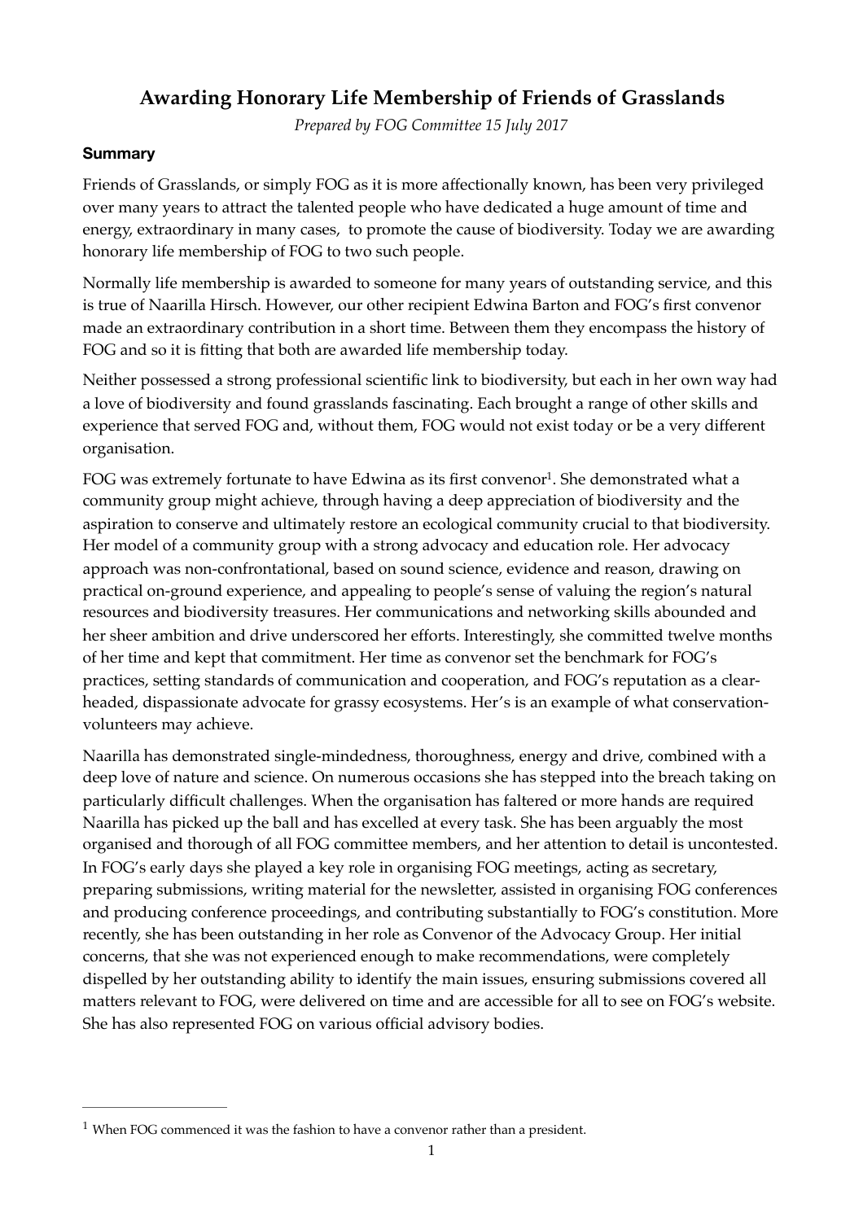# Awarding Honorary Life Membership of Friends of Grasslands

*Prepared by FOG Committee 15 July 2017*

## Summary

Friends of Grasslands, or simply FOG as it is more affectionally known, has been very privileged over many years to attract the talented people who have dedicated a huge amount of time and energy, extraordinary in many cases, to promote the cause of biodiversity. Today we are awarding honorary life membership of FOG to two such people.

Normally life membership is awarded to someone for many years of outstanding service, and this is true of Naarilla Hirsch. However, our other recipient Edwina Barton and FOG's first convenor made an extraordinary contribution in a short time. Between them they encompass the history of FOG and so it is fitting that both are awarded life membership today.

Neither possessed a strong professional scientific link to biodiversity, but each in her own way had a love of biodiversity and found grasslands fascinating. Each brought a range of other skills and experience that served FOG and, without them, FOG would not exist today or be a very different organisation.

FOG was extremely fortunate to have Edwina as its first convenor[1]. She demonstrated what a community group might achieve, through having a deep appreciation of biodiversity and the aspiration to conserve and ultimately restore an ecological community crucial to that biodiversity. Her model of a community group with a strong advocacy and education role. Her advocacy approach was non-confrontational, based on sound science, evidence and reason, drawing on practical on-ground experience, and appealing to people's sense of valuing the region's natural resources and biodiversity treasures. Her communications and networking skills abounded and her sheer ambition and drive underscored her efforts. Interestingly, she committed twelve months of her time and kept that commitment. Her time as convenor set the benchmark for FOG's practices, setting standards of communication and cooperation, and FOG's reputation as a clear-headed, dispassionate advocate for grassy ecosystems. Her's is an example of what conservation-volunteers may achieve.

Naarilla has demonstrated single-mindedness, thoroughness, energy and drive, combined with a deep love of nature and science. On numerous occasions she has stepped into the breach taking on particularly difficult challenges. When the organisation has faltered or more hands are required Naarilla has picked up the ball and has excelled at every task. She has been arguably the most organised and thorough of all FOG committee members, and her attention to detail is uncontested. In FOG's early days she played a key role in organising FOG meetings, acting as secretary, preparing submissions, writing material for the newsletter, assisted in organising FOG conferences and producing conference proceedings, and contributing substantially to FOG's constitution. More recently, she has been outstanding in her role as Convenor of the Advocacy Group. Her initial concerns, that she was not experienced enough to make recommendations, were completely dispelled by her outstanding ability to identify the main issues, ensuring submissions covered all matters relevant to FOG, were delivered on time and are accessible for all to see on FOG's website. She has also represented FOG on various official advisory bodies.

---

[1] When FOG commenced it was the fashion to have a convenor rather than a president.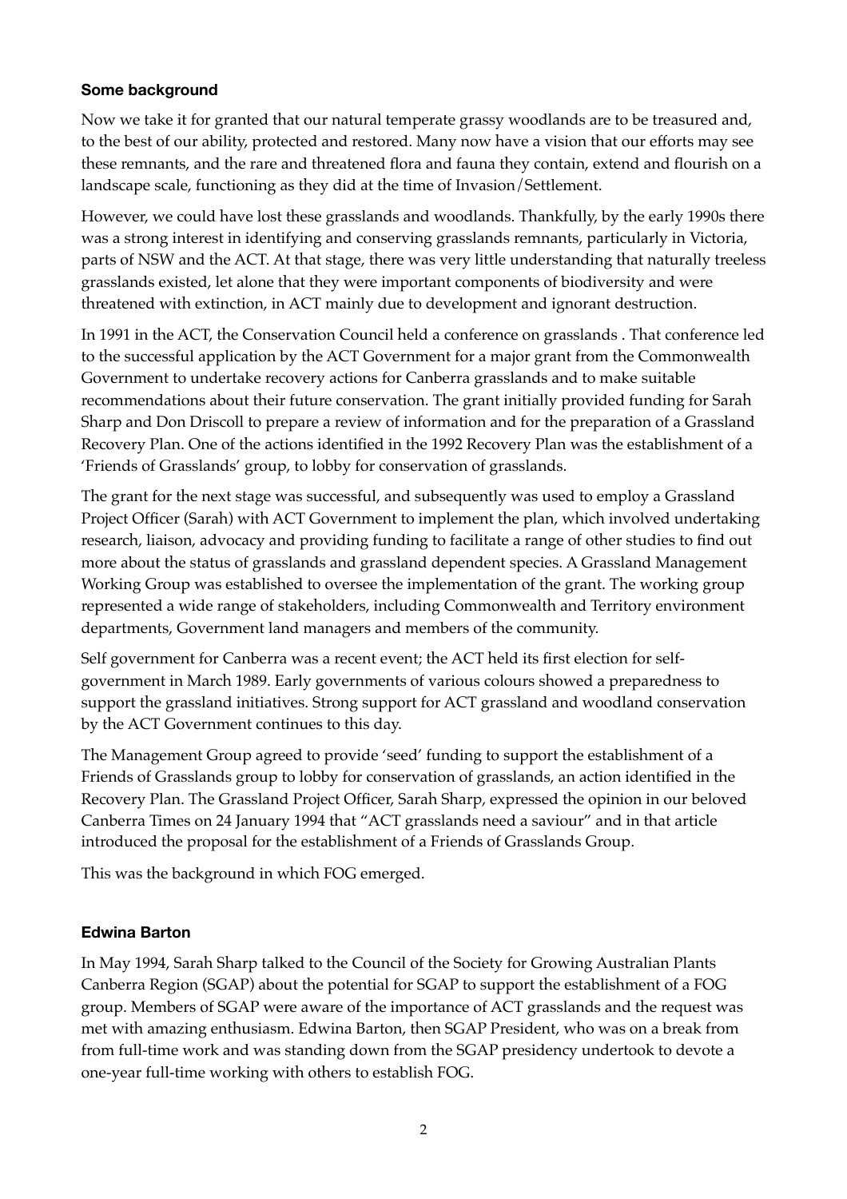### Some background

Now we take it for granted that our natural temperate grassy woodlands are to be treasured and, to the best of our ability, protected and restored. Many now have a vision that our efforts may see these remnants, and the rare and threatened flora and fauna they contain, extend and flourish on a landscape scale, functioning as they did at the time of Invasion/Settlement.

However, we could have lost these grasslands and woodlands. Thankfully, by the early 1990s there was a strong interest in identifying and conserving grasslands remnants, particularly in Victoria, parts of NSW and the ACT. At that stage, there was very little understanding that naturally treeless grasslands existed, let alone that they were important components of biodiversity and were threatened with extinction, in ACT mainly due to development and ignorant destruction.

In 1991 in the ACT, the Conservation Council held a conference on grasslands . That conference led to the successful application by the ACT Government for a major grant from the Commonwealth Government to undertake recovery actions for Canberra grasslands and to make suitable recommendations about their future conservation. The grant initially provided funding for Sarah Sharp and Don Driscoll to prepare a review of information and for the preparation of a Grassland Recovery Plan. One of the actions identified in the 1992 Recovery Plan was the establishment of a 'Friends of Grasslands' group, to lobby for conservation of grasslands.

The grant for the next stage was successful, and subsequently was used to employ a Grassland Project Officer (Sarah) with ACT Government to implement the plan, which involved undertaking research, liaison, advocacy and providing funding to facilitate a range of other studies to find out more about the status of grasslands and grassland dependent species. A Grassland Management Working Group was established to oversee the implementation of the grant. The working group represented a wide range of stakeholders, including Commonwealth and Territory environment departments, Government land managers and members of the community.

Self government for Canberra was a recent event; the ACT held its first election for self-government in March 1989. Early governments of various colours showed a preparedness to support the grassland initiatives. Strong support for ACT grassland and woodland conservation by the ACT Government continues to this day.

The Management Group agreed to provide 'seed' funding to support the establishment of a Friends of Grasslands group to lobby for conservation of grasslands, an action identified in the Recovery Plan. The Grassland Project Officer, Sarah Sharp, expressed the opinion in our beloved Canberra Times on 24 January 1994 that "ACT grasslands need a saviour" and in that article introduced the proposal for the establishment of a Friends of Grasslands Group.

This was the background in which FOG emerged.

### Edwina Barton

In May 1994, Sarah Sharp talked to the Council of the Society for Growing Australian Plants Canberra Region (SGAP) about the potential for SGAP to support the establishment of a FOG group. Members of SGAP were aware of the importance of ACT grasslands and the request was met with amazing enthusiasm. Edwina Barton, then SGAP President, who was on a break from from full-time work and was standing down from the SGAP presidency undertook to devote a one-year full-time working with others to establish FOG.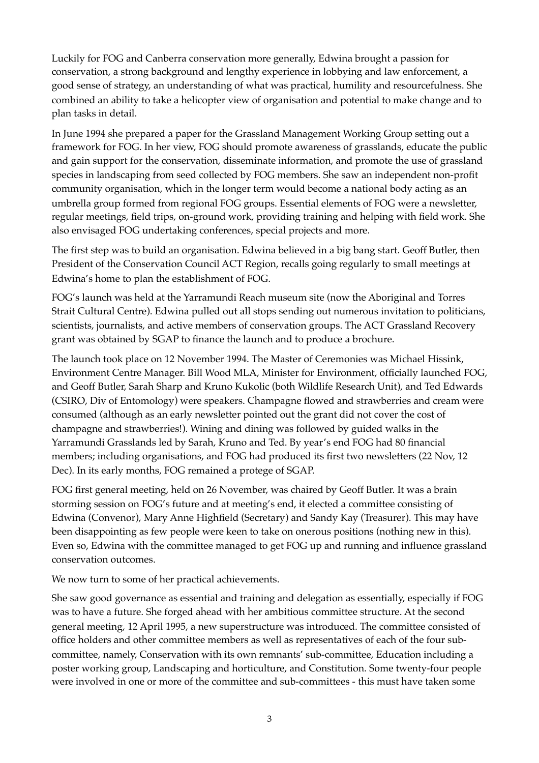Luckily for FOG and Canberra conservation more generally, Edwina brought a passion for conservation, a strong background and lengthy experience in lobbying and law enforcement, a good sense of strategy, an understanding of what was practical, humility and resourcefulness. She combined an ability to take a helicopter view of organisation and potential to make change and to plan tasks in detail.

In June 1994 she prepared a paper for the Grassland Management Working Group setting out a framework for FOG. In her view, FOG should promote awareness of grasslands, educate the public and gain support for the conservation, disseminate information, and promote the use of grassland species in landscaping from seed collected by FOG members. She saw an independent non-profit community organisation, which in the longer term would become a national body acting as an umbrella group formed from regional FOG groups. Essential elements of FOG were a newsletter, regular meetings, field trips, on-ground work, providing training and helping with field work. She also envisaged FOG undertaking conferences, special projects and more.

The first step was to build an organisation. Edwina believed in a big bang start. Geoff Butler, then President of the Conservation Council ACT Region, recalls going regularly to small meetings at Edwina's home to plan the establishment of FOG.

FOG's launch was held at the Yarramundi Reach museum site (now the Aboriginal and Torres Strait Cultural Centre). Edwina pulled out all stops sending out numerous invitation to politicians, scientists, journalists, and active members of conservation groups. The ACT Grassland Recovery grant was obtained by SGAP to finance the launch and to produce a brochure.

The launch took place on 12 November 1994. The Master of Ceremonies was Michael Hissink, Environment Centre Manager. Bill Wood MLA, Minister for Environment, officially launched FOG, and Geoff Butler, Sarah Sharp and Kruno Kukolic (both Wildlife Research Unit), and Ted Edwards (CSIRO, Div of Entomology) were speakers. Champagne flowed and strawberries and cream were consumed (although as an early newsletter pointed out the grant did not cover the cost of champagne and strawberries!). Wining and dining was followed by guided walks in the Yarramundi Grasslands led by Sarah, Kruno and Ted. By year's end FOG had 80 financial members; including organisations, and FOG had produced its first two newsletters (22 Nov, 12 Dec). In its early months, FOG remained a protege of SGAP.

FOG first general meeting, held on 26 November, was chaired by Geoff Butler. It was a brain storming session on FOG's future and at meeting's end, it elected a committee consisting of Edwina (Convenor), Mary Anne Highfield (Secretary) and Sandy Kay (Treasurer). This may have been disappointing as few people were keen to take on onerous positions (nothing new in this). Even so, Edwina with the committee managed to get FOG up and running and influence grassland conservation outcomes.

We now turn to some of her practical achievements.

She saw good governance as essential and training and delegation as essentially, especially if FOG was to have a future. She forged ahead with her ambitious committee structure. At the second general meeting, 12 April 1995, a new superstructure was introduced. The committee consisted of office holders and other committee members as well as representatives of each of the four sub-committee, namely, Conservation with its own remnants' sub-committee, Education including a poster working group, Landscaping and horticulture, and Constitution. Some twenty-four people were involved in one or more of the committee and sub-committees - this must have taken some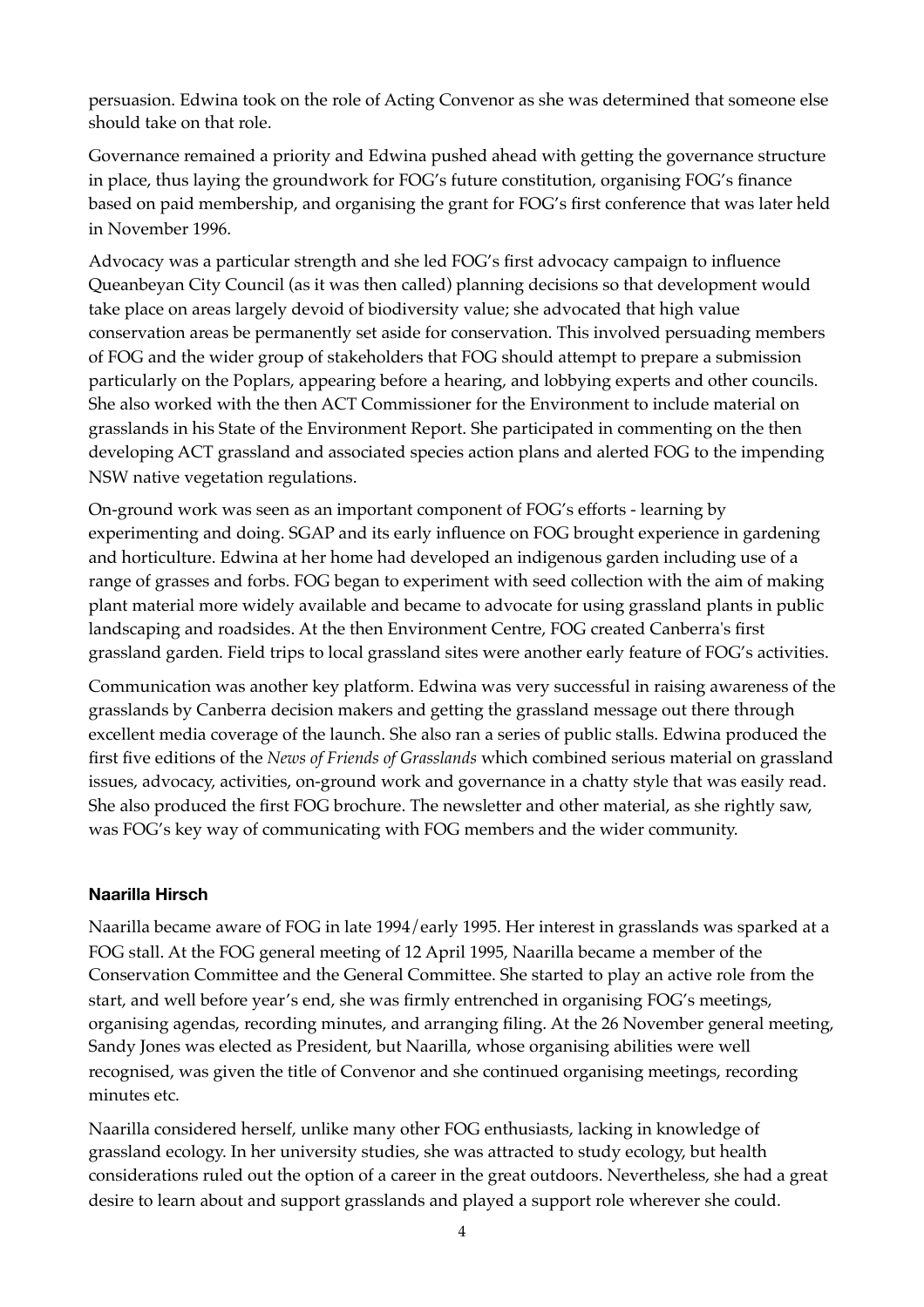persuasion. Edwina took on the role of Acting Convenor as she was determined that someone else should take on that role.

Governance remained a priority and Edwina pushed ahead with getting the governance structure in place, thus laying the groundwork for FOG's future constitution, organising FOG's finance based on paid membership, and organising the grant for FOG's first conference that was later held in November 1996.

Advocacy was a particular strength and she led FOG's first advocacy campaign to influence Queanbeyan City Council (as it was then called) planning decisions so that development would take place on areas largely devoid of biodiversity value; she advocated that high value conservation areas be permanently set aside for conservation. This involved persuading members of FOG and the wider group of stakeholders that FOG should attempt to prepare a submission particularly on the Poplars, appearing before a hearing, and lobbying experts and other councils. She also worked with the then ACT Commissioner for the Environment to include material on grasslands in his State of the Environment Report. She participated in commenting on the then developing ACT grassland and associated species action plans and alerted FOG to the impending NSW native vegetation regulations.

On-ground work was seen as an important component of FOG's efforts - learning by experimenting and doing. SGAP and its early influence on FOG brought experience in gardening and horticulture. Edwina at her home had developed an indigenous garden including use of a range of grasses and forbs. FOG began to experiment with seed collection with the aim of making plant material more widely available and became to advocate for using grassland plants in public landscaping and roadsides. At the then Environment Centre, FOG created Canberra's first grassland garden. Field trips to local grassland sites were another early feature of FOG's activities.

Communication was another key platform. Edwina was very successful in raising awareness of the grasslands by Canberra decision makers and getting the grassland message out there through excellent media coverage of the launch. She also ran a series of public stalls. Edwina produced the first five editions of the *News of Friends of Grasslands* which combined serious material on grassland issues, advocacy, activities, on-ground work and governance in a chatty style that was easily read. She also produced the first FOG brochure. The newsletter and other material, as she rightly saw, was FOG's key way of communicating with FOG members and the wider community.

### Naarilla Hirsch

Naarilla became aware of FOG in late 1994/early 1995. Her interest in grasslands was sparked at a FOG stall. At the FOG general meeting of 12 April 1995, Naarilla became a member of the Conservation Committee and the General Committee. She started to play an active role from the start, and well before year's end, she was firmly entrenched in organising FOG's meetings, organising agendas, recording minutes, and arranging filing. At the 26 November general meeting, Sandy Jones was elected as President, but Naarilla, whose organising abilities were well recognised, was given the title of Convenor and she continued organising meetings, recording minutes etc.

Naarilla considered herself, unlike many other FOG enthusiasts, lacking in knowledge of grassland ecology. In her university studies, she was attracted to study ecology, but health considerations ruled out the option of a career in the great outdoors. Nevertheless, she had a great desire to learn about and support grasslands and played a support role wherever she could.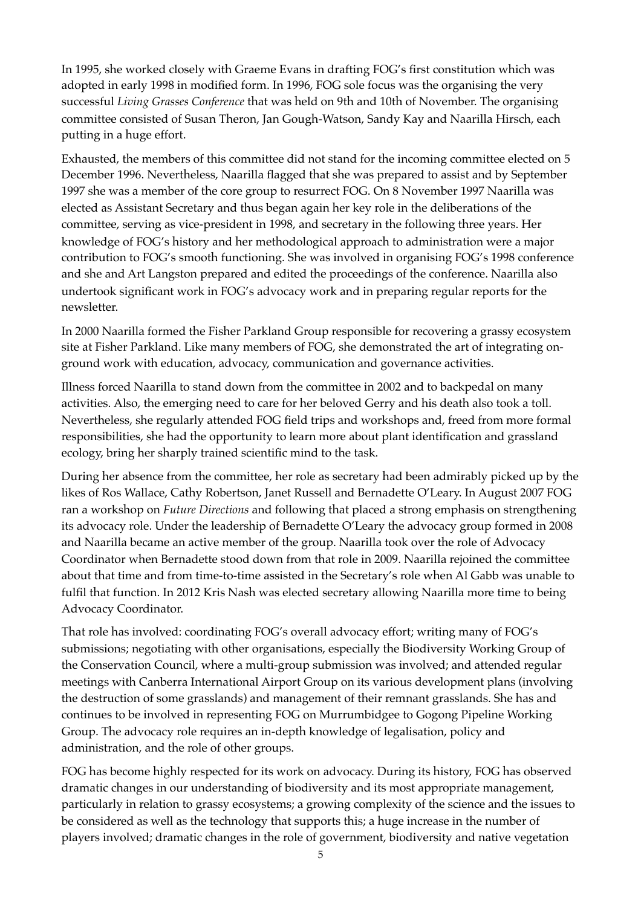In 1995, she worked closely with Graeme Evans in drafting FOG's first constitution which was adopted in early 1998 in modified form. In 1996, FOG sole focus was the organising the very successful *Living Grasses Conference* that was held on 9th and 10th of November. The organising committee consisted of Susan Theron, Jan Gough-Watson, Sandy Kay and Naarilla Hirsch, each putting in a huge effort.

Exhausted, the members of this committee did not stand for the incoming committee elected on 5 December 1996. Nevertheless, Naarilla flagged that she was prepared to assist and by September 1997 she was a member of the core group to resurrect FOG. On 8 November 1997 Naarilla was elected as Assistant Secretary and thus began again her key role in the deliberations of the committee, serving as vice-president in 1998, and secretary in the following three years. Her knowledge of FOG's history and her methodological approach to administration were a major contribution to FOG's smooth functioning. She was involved in organising FOG's 1998 conference and she and Art Langston prepared and edited the proceedings of the conference. Naarilla also undertook significant work in FOG's advocacy work and in preparing regular reports for the newsletter.

In 2000 Naarilla formed the Fisher Parkland Group responsible for recovering a grassy ecosystem site at Fisher Parkland. Like many members of FOG, she demonstrated the art of integrating on-ground work with education, advocacy, communication and governance activities.

Illness forced Naarilla to stand down from the committee in 2002 and to backpedal on many activities. Also, the emerging need to care for her beloved Gerry and his death also took a toll. Nevertheless, she regularly attended FOG field trips and workshops and, freed from more formal responsibilities, she had the opportunity to learn more about plant identification and grassland ecology, bring her sharply trained scientific mind to the task.

During her absence from the committee, her role as secretary had been admirably picked up by the likes of Ros Wallace, Cathy Robertson, Janet Russell and Bernadette O'Leary. In August 2007 FOG ran a workshop on *Future Directions* and following that placed a strong emphasis on strengthening its advocacy role. Under the leadership of Bernadette O'Leary the advocacy group formed in 2008 and Naarilla became an active member of the group. Naarilla took over the role of Advocacy Coordinator when Bernadette stood down from that role in 2009. Naarilla rejoined the committee about that time and from time-to-time assisted in the Secretary's role when Al Gabb was unable to fulfil that function. In 2012 Kris Nash was elected secretary allowing Naarilla more time to being Advocacy Coordinator.

That role has involved: coordinating FOG's overall advocacy effort; writing many of FOG's submissions; negotiating with other organisations, especially the Biodiversity Working Group of the Conservation Council, where a multi-group submission was involved; and attended regular meetings with Canberra International Airport Group on its various development plans (involving the destruction of some grasslands) and management of their remnant grasslands. She has and continues to be involved in representing FOG on Murrumbidgee to Gogong Pipeline Working Group. The advocacy role requires an in-depth knowledge of legalisation, policy and administration, and the role of other groups.

FOG has become highly respected for its work on advocacy. During its history, FOG has observed dramatic changes in our understanding of biodiversity and its most appropriate management, particularly in relation to grassy ecosystems; a growing complexity of the science and the issues to be considered as well as the technology that supports this; a huge increase in the number of players involved; dramatic changes in the role of government, biodiversity and native vegetation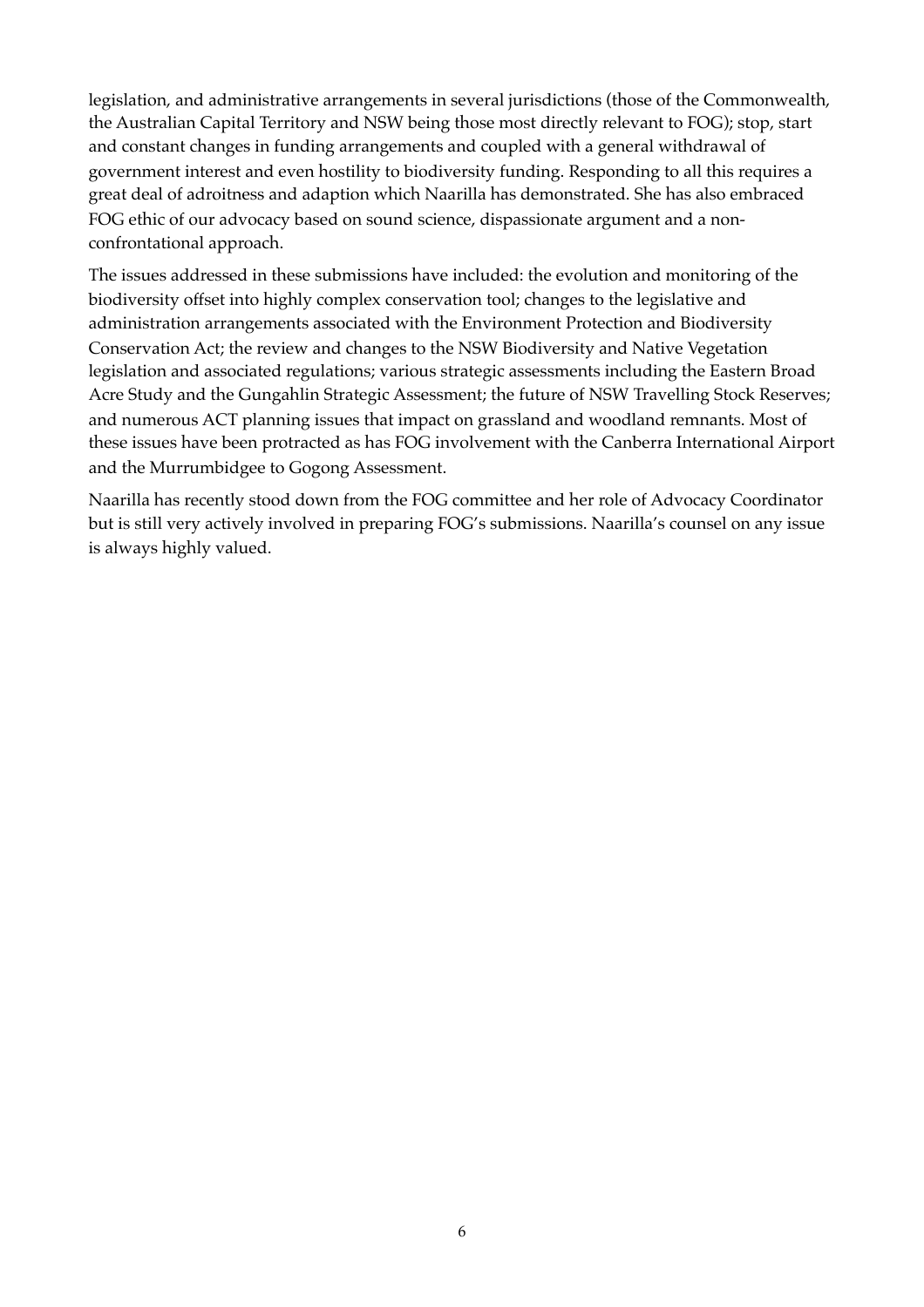legislation, and administrative arrangements in several jurisdictions (those of the Commonwealth, the Australian Capital Territory and NSW being those most directly relevant to FOG); stop, start and constant changes in funding arrangements and coupled with a general withdrawal of government interest and even hostility to biodiversity funding. Responding to all this requires a great deal of adroitness and adaption which Naarilla has demonstrated. She has also embraced FOG ethic of our advocacy based on sound science, dispassionate argument and a non-confrontational approach.

The issues addressed in these submissions have included: the evolution and monitoring of the biodiversity offset into highly complex conservation tool; changes to the legislative and administration arrangements associated with the Environment Protection and Biodiversity Conservation Act; the review and changes to the NSW Biodiversity and Native Vegetation legislation and associated regulations; various strategic assessments including the Eastern Broad Acre Study and the Gungahlin Strategic Assessment; the future of NSW Travelling Stock Reserves; and numerous ACT planning issues that impact on grassland and woodland remnants. Most of these issues have been protracted as has FOG involvement with the Canberra International Airport and the Murrumbidgee to Gogong Assessment.

Naarilla has recently stood down from the FOG committee and her role of Advocacy Coordinator but is still very actively involved in preparing FOG's submissions. Naarilla's counsel on any issue is always highly valued.